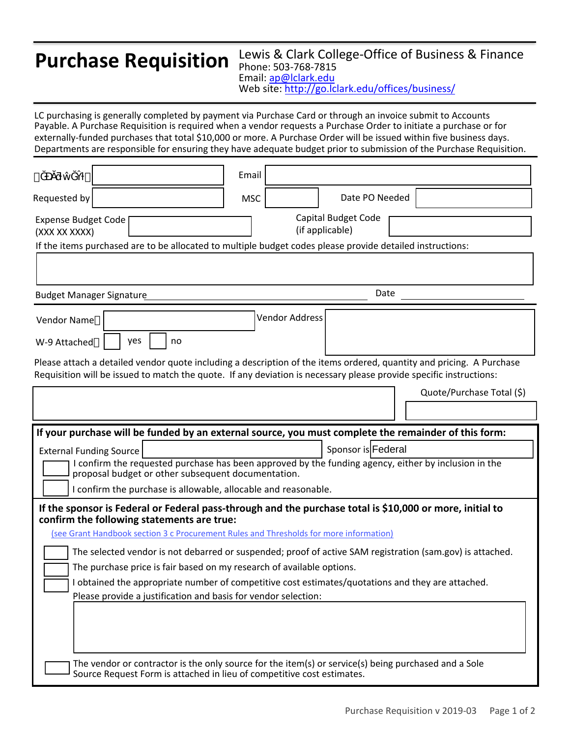# Purchase Requisition

Lewis & Clark College-Office of Business & Finance
Phone: 503-768-7815
Email: ap@lclark.edu
Web site: http://go.lclark.edu/offices/business/

LC purchasing is generally completed by payment via Purchase Card or through an invoice submit to Accounts Payable. A Purchase Requisition is required when a vendor requests a Purchase Order to initiate a purchase or for externally-funded purchases that total $10,000 or more. A Purchase Order will be issued within five business days. Departments are responsible for ensuring they have adequate budget prior to submission of the Purchase Requisition.

Date: ________ Email: ________

Requested by ________ MSC ________ Date PO Needed ________

Expense Budget Code (XXX XX XXXX) ________ Capital Budget Code (if applicable) ________

If the items purchased are to be allocated to multiple budget codes please provide detailed instructions:

________

Budget Manager Signature ________ Date ________

Vendor Name ________ Vendor Address ________

W-9 Attached ☐ yes ☐ no

Please attach a detailed vendor quote including a description of the items ordered, quantity and pricing. A Purchase Requisition will be issued to match the quote. If any deviation is necessary please provide specific instructions:

________ Quote/Purchase Total ($) ________

**If your purchase will be funded by an external source, you must complete the remainder of this form:**

External Funding Source ________ Sponsor is Federal

☐ I confirm the requested purchase has been approved by the funding agency, either by inclusion in the proposal budget or other subsequent documentation.

☐ I confirm the purchase is allowable, allocable and reasonable.

**If the sponsor is Federal or Federal pass-through and the purchase total is $10,000 or more, initial to confirm the following statements are true:**

(see Grant Handbook section 3 c Procurement Rules and Thresholds for more information)

☐ The selected vendor is not debarred or suspended; proof of active SAM registration (sam.gov) is attached.

☐ The purchase price is fair based on my research of available options.

☐ I obtained the appropriate number of competitive cost estimates/quotations and they are attached.

Please provide a justification and basis for vendor selection:

________

☐ The vendor or contractor is the only source for the item(s) or service(s) being purchased and a Sole Source Request Form is attached in lieu of competitive cost estimates.

Purchase Requisition v 2019-03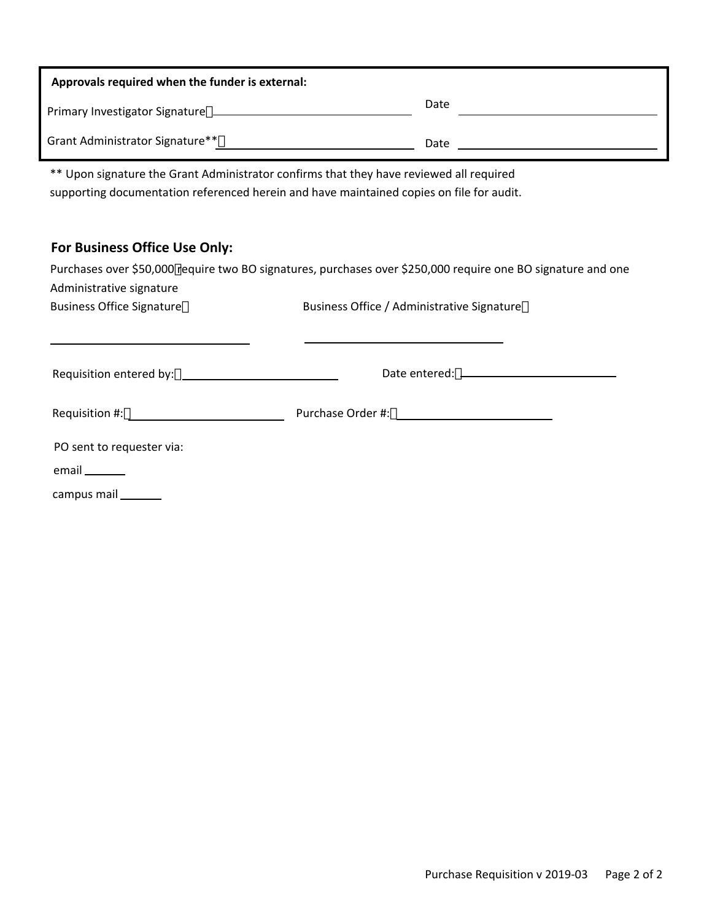**Approvals required when the funder is external:**

Primary Investigator Signature ______________________ Date ______________________

Grant Administrator Signature** ______________________ Date ______________________

** Upon signature the Grant Administrator confirms that they have reviewed all required supporting documentation referenced herein and have maintained copies on file for audit.

## For Business Office Use Only:

Purchases over $50,000 require two BO signatures, purchases over $250,000 require one BO signature and one Administrative signature

Business Office Signature ______________________

Business Office / Administrative Signature ______________________

Requisition entered by: ______________________ Date entered: ______________________

Requisition #: ______________________ Purchase Order #: ______________________

PO sent to requester via:

email _______

campus mail _______